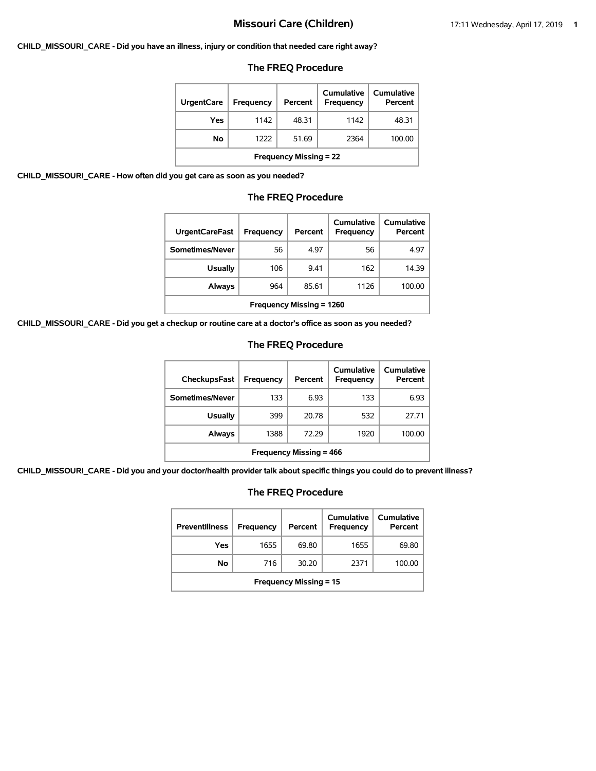# Missouri Care (Children)

**CHILD_MISSOURI_CARE - Did you have an illness, injury or condition that needed care right away?**

### The FREQ Procedure

| UrgentCare | Frequency | Percent | Cumulative Frequency | Cumulative Percent |
|---|---|---|---|---|
| Yes | 1142 | 48.31 | 1142 | 48.31 |
| No | 1222 | 51.69 | 2364 | 100.00 |
| Frequency Missing = 22 | | | | |

**CHILD_MISSOURI_CARE - How often did you get care as soon as you needed?**

### The FREQ Procedure

| UrgentCareFast | Frequency | Percent | Cumulative Frequency | Cumulative Percent |
|---|---|---|---|---|
| Sometimes/Never | 56 | 4.97 | 56 | 4.97 |
| Usually | 106 | 9.41 | 162 | 14.39 |
| Always | 964 | 85.61 | 1126 | 100.00 |
| Frequency Missing = 1260 | | | | |

**CHILD_MISSOURI_CARE - Did you get a checkup or routine care at a doctor's office as soon as you needed?**

### The FREQ Procedure

| CheckupsFast | Frequency | Percent | Cumulative Frequency | Cumulative Percent |
|---|---|---|---|---|
| Sometimes/Never | 133 | 6.93 | 133 | 6.93 |
| Usually | 399 | 20.78 | 532 | 27.71 |
| Always | 1388 | 72.29 | 1920 | 100.00 |
| Frequency Missing = 466 | | | | |

**CHILD_MISSOURI_CARE - Did you and your doctor/health provider talk about specific things you could do to prevent illness?**

### The FREQ Procedure

| PreventIllness | Frequency | Percent | Cumulative Frequency | Cumulative Percent |
|---|---|---|---|---|
| Yes | 1655 | 69.80 | 1655 | 69.80 |
| No | 716 | 30.20 | 2371 | 100.00 |
| Frequency Missing = 15 | | | | |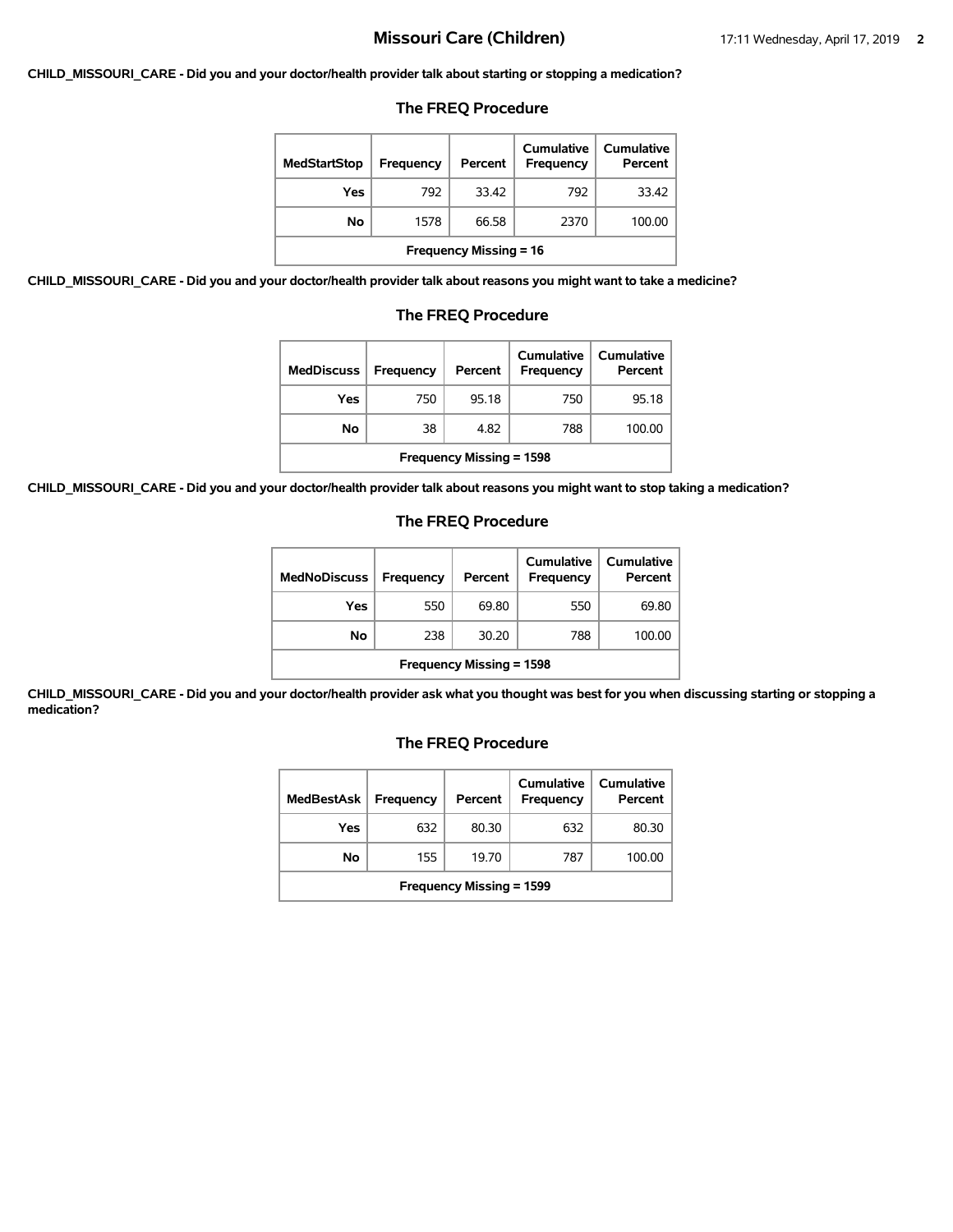**CHILD_MISSOURI_CARE - Did you and your doctor/health provider talk about starting or stopping a medication?**

### The FREQ Procedure

| MedStartStop | Frequency | Percent | Cumulative Frequency | Cumulative Percent |
|---|---|---|---|---|
| Yes | 792 | 33.42 | 792 | 33.42 |
| No | 1578 | 66.58 | 2370 | 100.00 |
| Frequency Missing = 16 | | | | |

**CHILD_MISSOURI_CARE - Did you and your doctor/health provider talk about reasons you might want to take a medicine?**

### The FREQ Procedure

| MedDiscuss | Frequency | Percent | Cumulative Frequency | Cumulative Percent |
|---|---|---|---|---|
| Yes | 750 | 95.18 | 750 | 95.18 |
| No | 38 | 4.82 | 788 | 100.00 |
| Frequency Missing = 1598 | | | | |

**CHILD_MISSOURI_CARE - Did you and your doctor/health provider talk about reasons you might want to stop taking a medication?**

### The FREQ Procedure

| MedNoDiscuss | Frequency | Percent | Cumulative Frequency | Cumulative Percent |
|---|---|---|---|---|
| Yes | 550 | 69.80 | 550 | 69.80 |
| No | 238 | 30.20 | 788 | 100.00 |
| Frequency Missing = 1598 | | | | |

**CHILD_MISSOURI_CARE - Did you and your doctor/health provider ask what you thought was best for you when discussing starting or stopping a medication?**

### The FREQ Procedure

| MedBestAsk | Frequency | Percent | Cumulative Frequency | Cumulative Percent |
|---|---|---|---|---|
| Yes | 632 | 80.30 | 632 | 80.30 |
| No | 155 | 19.70 | 787 | 100.00 |
| Frequency Missing = 1599 | | | | |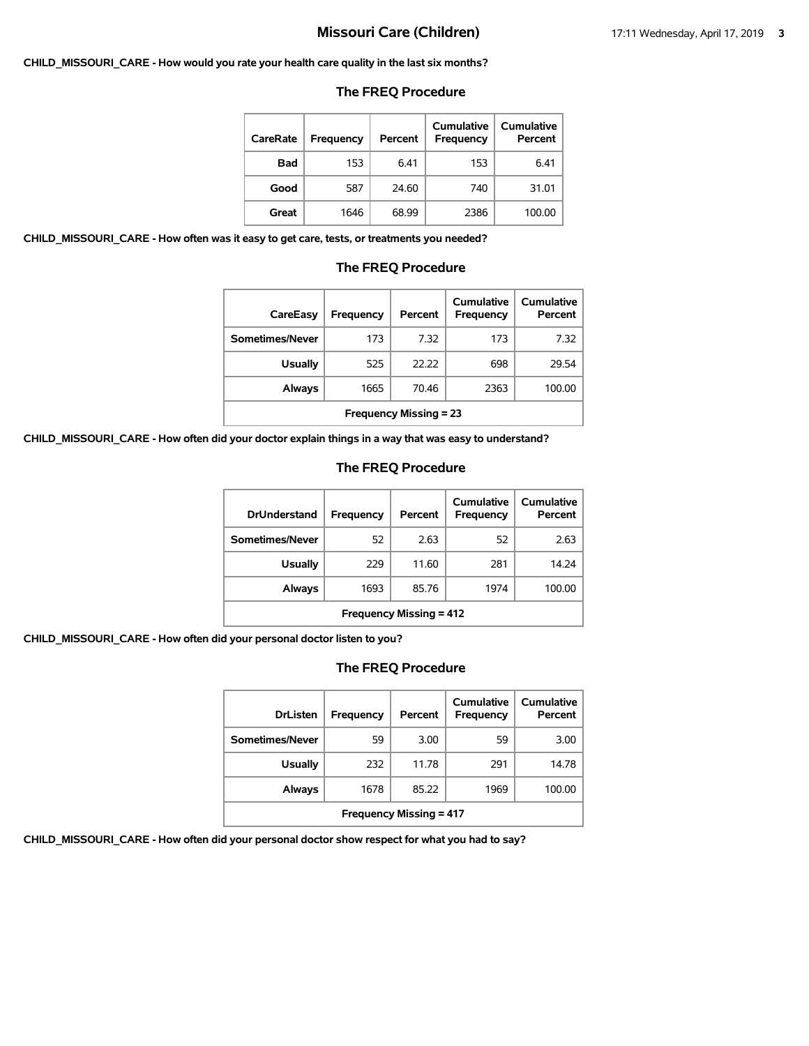# Missouri Care (Children)

**CHILD_MISSOURI_CARE - How would you rate your health care quality in the last six months?**

### The FREQ Procedure

| CareRate | Frequency | Percent | Cumulative Frequency | Cumulative Percent |
|---|---|---|---|---|
| Bad | 153 | 6.41 | 153 | 6.41 |
| Good | 587 | 24.60 | 740 | 31.01 |
| Great | 1646 | 68.99 | 2386 | 100.00 |

**CHILD_MISSOURI_CARE - How often was it easy to get care, tests, or treatments you needed?**

### The FREQ Procedure

| CareEasy | Frequency | Percent | Cumulative Frequency | Cumulative Percent |
|---|---|---|---|---|
| Sometimes/Never | 173 | 7.32 | 173 | 7.32 |
| Usually | 525 | 22.22 | 698 | 29.54 |
| Always | 1665 | 70.46 | 2363 | 100.00 |
| Frequency Missing = 23 | | | | |

**CHILD_MISSOURI_CARE - How often did your doctor explain things in a way that was easy to understand?**

### The FREQ Procedure

| DrUnderstand | Frequency | Percent | Cumulative Frequency | Cumulative Percent |
|---|---|---|---|---|
| Sometimes/Never | 52 | 2.63 | 52 | 2.63 |
| Usually | 229 | 11.60 | 281 | 14.24 |
| Always | 1693 | 85.76 | 1974 | 100.00 |
| Frequency Missing = 412 | | | | |

**CHILD_MISSOURI_CARE - How often did your personal doctor listen to you?**

### The FREQ Procedure

| DrListen | Frequency | Percent | Cumulative Frequency | Cumulative Percent |
|---|---|---|---|---|
| Sometimes/Never | 59 | 3.00 | 59 | 3.00 |
| Usually | 232 | 11.78 | 291 | 14.78 |
| Always | 1678 | 85.22 | 1969 | 100.00 |
| Frequency Missing = 417 | | | | |

**CHILD_MISSOURI_CARE - How often did your personal doctor show respect for what you had to say?**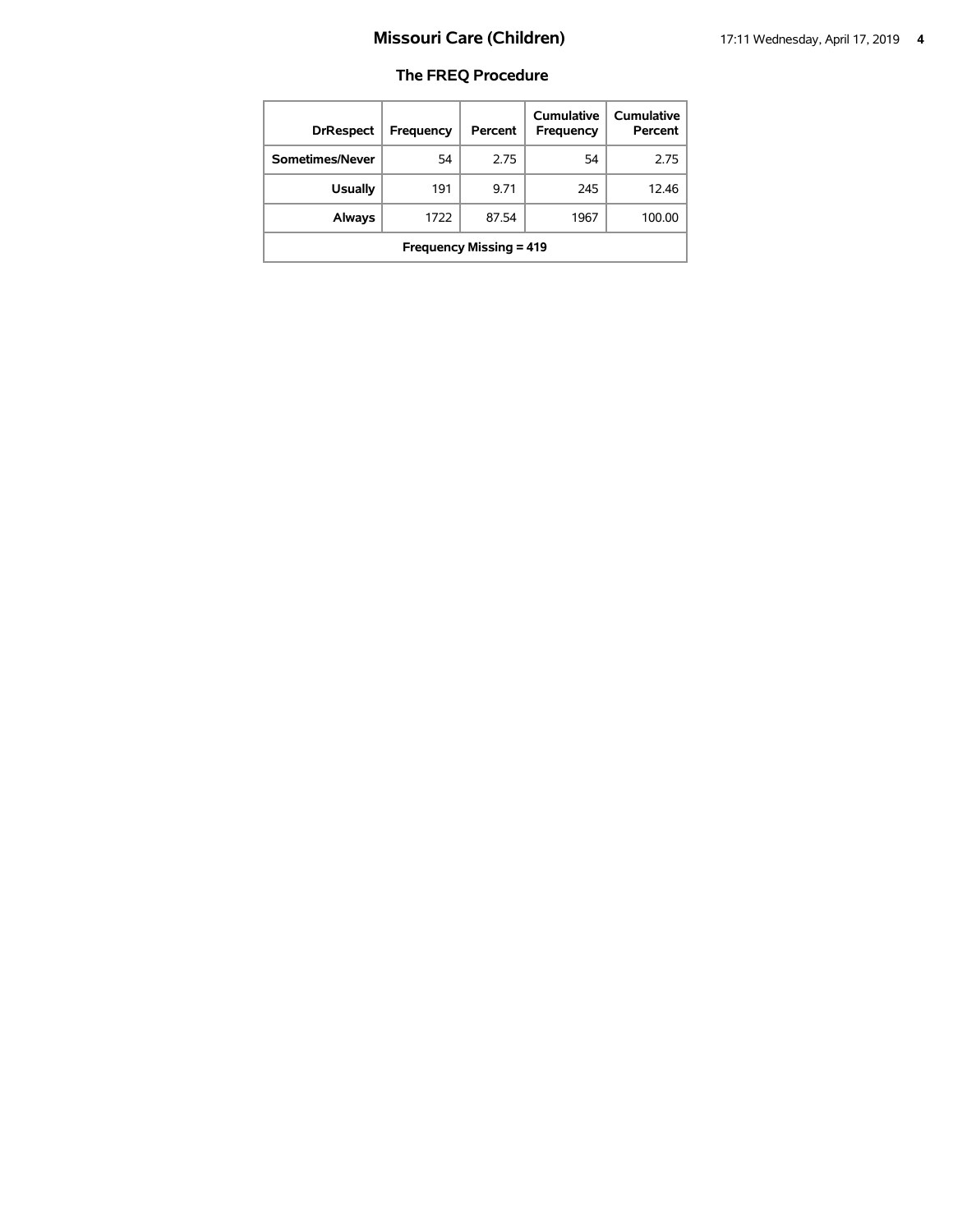## The FREQ Procedure

| DrRespect | Frequency | Percent | Cumulative Frequency | Cumulative Percent |
| --- | --- | --- | --- | --- |
| Sometimes/Never | 54 | 2.75 | 54 | 2.75 |
| Usually | 191 | 9.71 | 245 | 12.46 |
| Always | 1722 | 87.54 | 1967 | 100.00 |
| Frequency Missing = 419 | | | | |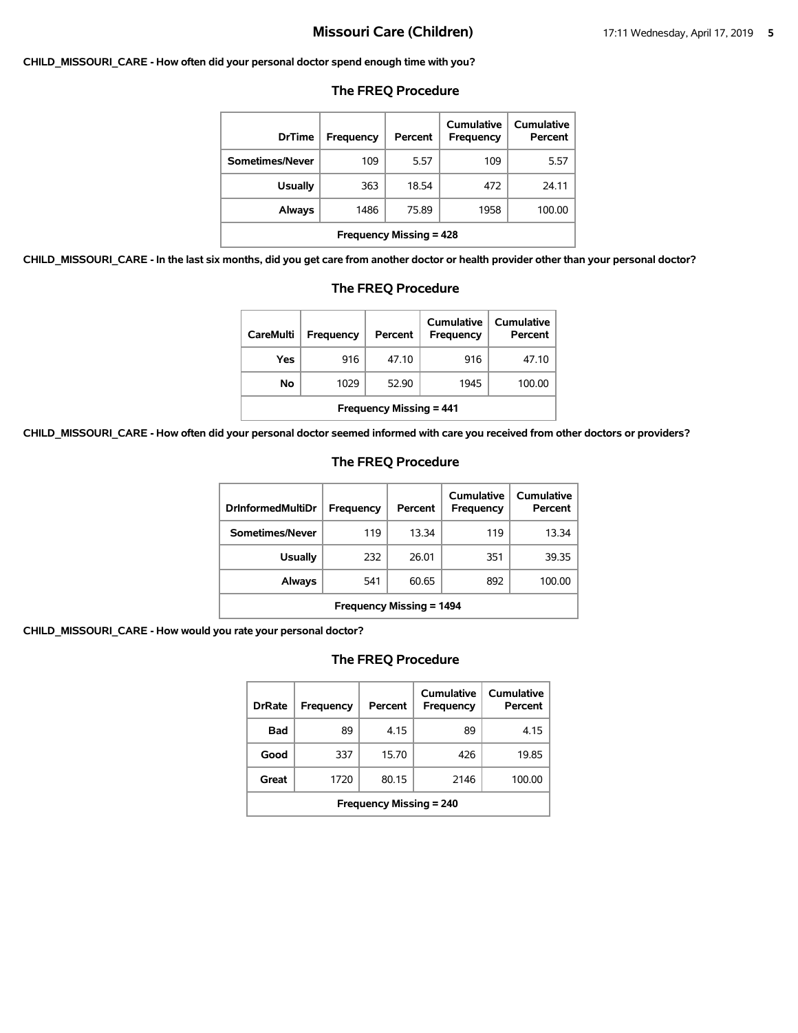**CHILD_MISSOURI_CARE - How often did your personal doctor spend enough time with you?**

### The FREQ Procedure

| DrTime | Frequency | Percent | Cumulative Frequency | Cumulative Percent |
|---|---|---|---|---|
| Sometimes/Never | 109 | 5.57 | 109 | 5.57 |
| Usually | 363 | 18.54 | 472 | 24.11 |
| Always | 1486 | 75.89 | 1958 | 100.00 |
| Frequency Missing = 428 | | | | |

**CHILD_MISSOURI_CARE - In the last six months, did you get care from another doctor or health provider other than your personal doctor?**

### The FREQ Procedure

| CareMulti | Frequency | Percent | Cumulative Frequency | Cumulative Percent |
|---|---|---|---|---|
| Yes | 916 | 47.10 | 916 | 47.10 |
| No | 1029 | 52.90 | 1945 | 100.00 |
| Frequency Missing = 441 | | | | |

**CHILD_MISSOURI_CARE - How often did your personal doctor seemed informed with care you received from other doctors or providers?**

### The FREQ Procedure

| DrInformedMultiDr | Frequency | Percent | Cumulative Frequency | Cumulative Percent |
|---|---|---|---|---|
| Sometimes/Never | 119 | 13.34 | 119 | 13.34 |
| Usually | 232 | 26.01 | 351 | 39.35 |
| Always | 541 | 60.65 | 892 | 100.00 |
| Frequency Missing = 1494 | | | | |

**CHILD_MISSOURI_CARE - How would you rate your personal doctor?**

### The FREQ Procedure

| DrRate | Frequency | Percent | Cumulative Frequency | Cumulative Percent |
|---|---|---|---|---|
| Bad | 89 | 4.15 | 89 | 4.15 |
| Good | 337 | 15.70 | 426 | 19.85 |
| Great | 1720 | 80.15 | 2146 | 100.00 |
| Frequency Missing = 240 | | | | |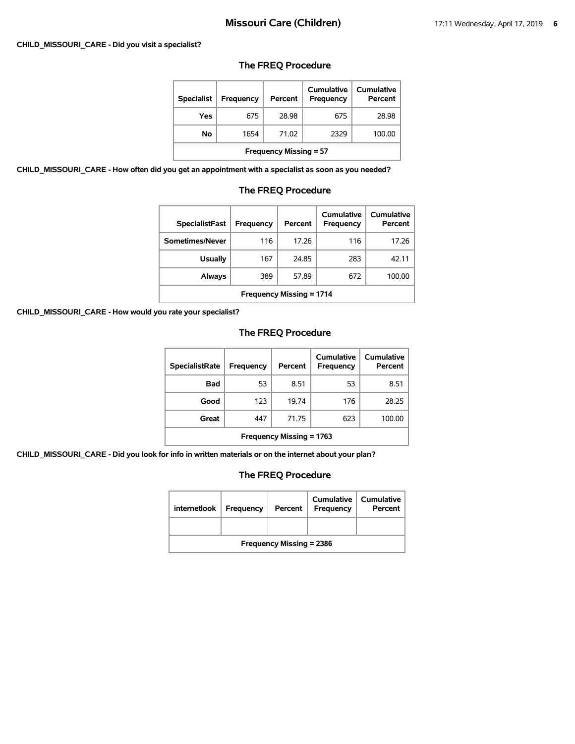**CHILD_MISSOURI_CARE - Did you visit a specialist?**

### The FREQ Procedure

| Specialist | Frequency | Percent | Cumulative Frequency | Cumulative Percent |
|---|---|---|---|---|
| Yes | 675 | 28.98 | 675 | 28.98 |
| No | 1654 | 71.02 | 2329 | 100.00 |
| Frequency Missing = 57 | | | | |

**CHILD_MISSOURI_CARE - How often did you get an appointment with a specialist as soon as you needed?**

### The FREQ Procedure

| SpecialistFast | Frequency | Percent | Cumulative Frequency | Cumulative Percent |
|---|---|---|---|---|
| Sometimes/Never | 116 | 17.26 | 116 | 17.26 |
| Usually | 167 | 24.85 | 283 | 42.11 |
| Always | 389 | 57.89 | 672 | 100.00 |
| Frequency Missing = 1714 | | | | |

**CHILD_MISSOURI_CARE - How would you rate your specialist?**

### The FREQ Procedure

| SpecialistRate | Frequency | Percent | Cumulative Frequency | Cumulative Percent |
|---|---|---|---|---|
| Bad | 53 | 8.51 | 53 | 8.51 |
| Good | 123 | 19.74 | 176 | 28.25 |
| Great | 447 | 71.75 | 623 | 100.00 |
| Frequency Missing = 1763 | | | | |

**CHILD_MISSOURI_CARE - Did you look for info in written materials or on the internet about your plan?**

### The FREQ Procedure

| internetlook | Frequency | Percent | Cumulative Frequency | Cumulative Percent |
|---|---|---|---|---|
| | | | | |
| Frequency Missing = 2386 | | | | |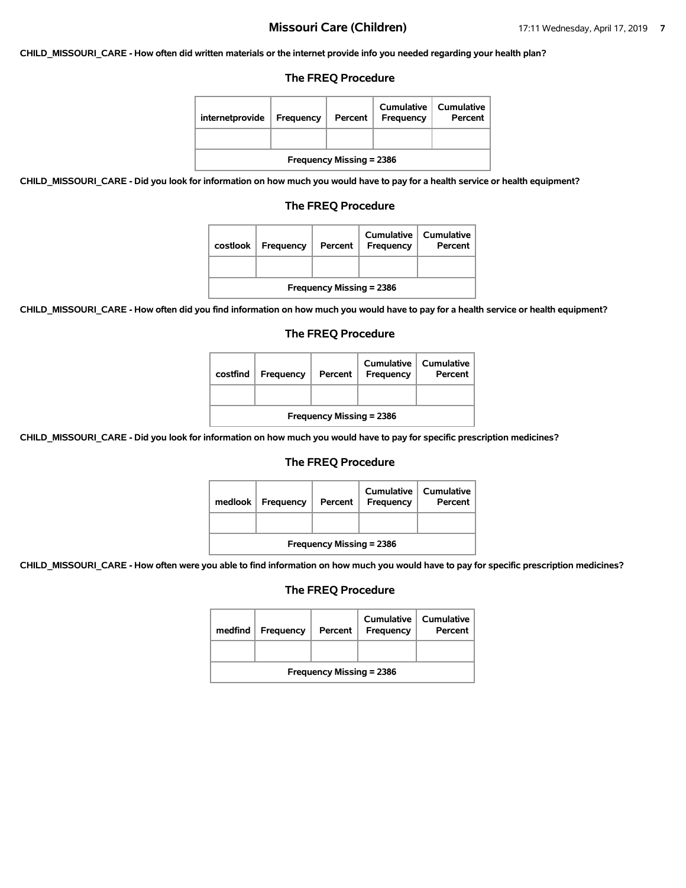# Missouri Care (Children)

**CHILD_MISSOURI_CARE - How often did written materials or the internet provide info you needed regarding your health plan?**

## The FREQ Procedure

| internetprovide | Frequency | Percent | Cumulative Frequency | Cumulative Percent |
|---|---|---|---|---|
| | | | | |
| Frequency Missing = 2386 | | | | |

**CHILD_MISSOURI_CARE - Did you look for information on how much you would have to pay for a health service or health equipment?**

## The FREQ Procedure

| costlook | Frequency | Percent | Cumulative Frequency | Cumulative Percent |
|---|---|---|---|---|
| | | | | |
| Frequency Missing = 2386 | | | | |

**CHILD_MISSOURI_CARE - How often did you find information on how much you would have to pay for a health service or health equipment?**

## The FREQ Procedure

| costfind | Frequency | Percent | Cumulative Frequency | Cumulative Percent |
|---|---|---|---|---|
| | | | | |
| Frequency Missing = 2386 | | | | |

**CHILD_MISSOURI_CARE - Did you look for information on how much you would have to pay for specific prescription medicines?**

## The FREQ Procedure

| medlook | Frequency | Percent | Cumulative Frequency | Cumulative Percent |
|---|---|---|---|---|
| | | | | |
| Frequency Missing = 2386 | | | | |

**CHILD_MISSOURI_CARE - How often were you able to find information on how much you would have to pay for specific prescription medicines?**

## The FREQ Procedure

| medfind | Frequency | Percent | Cumulative Frequency | Cumulative Percent |
|---|---|---|---|---|
| | | | | |
| Frequency Missing = 2386 | | | | |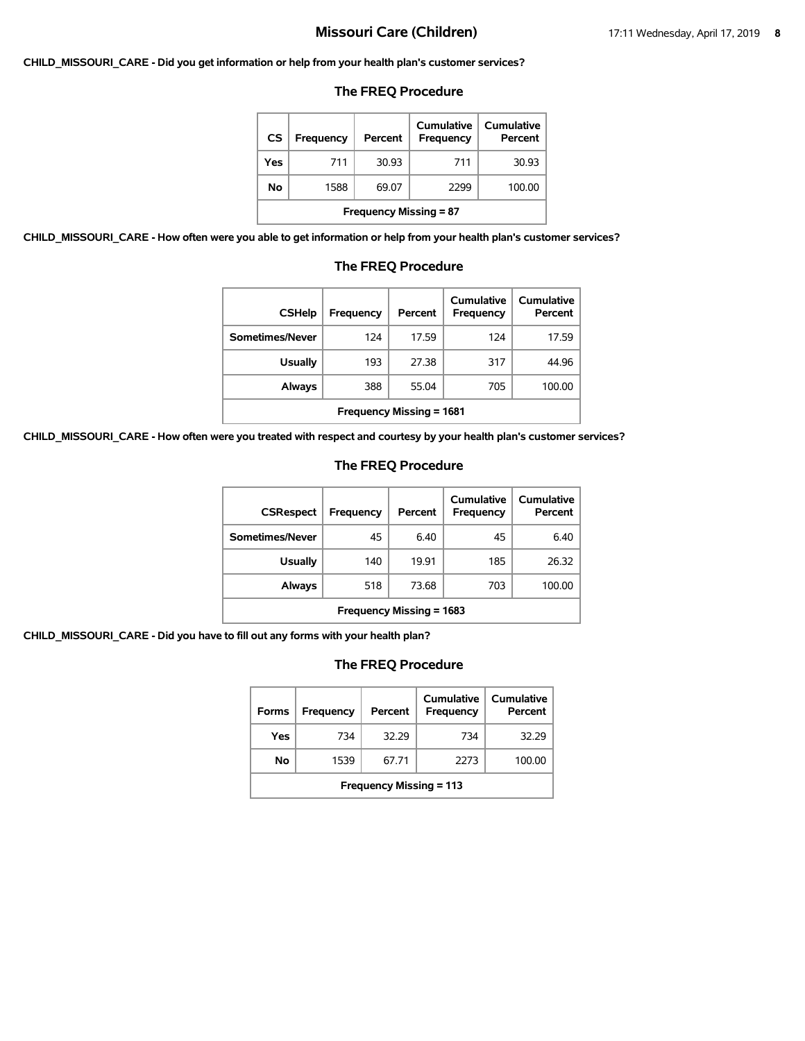**CHILD_MISSOURI_CARE - Did you get information or help from your health plan's customer services?**

### The FREQ Procedure

| CS | Frequency | Percent | Cumulative Frequency | Cumulative Percent |
|---|---|---|---|---|
| Yes | 711 | 30.93 | 711 | 30.93 |
| No | 1588 | 69.07 | 2299 | 100.00 |
| Frequency Missing = 87 | | | | |

**CHILD_MISSOURI_CARE - How often were you able to get information or help from your health plan's customer services?**

### The FREQ Procedure

| CSHelp | Frequency | Percent | Cumulative Frequency | Cumulative Percent |
|---|---|---|---|---|
| Sometimes/Never | 124 | 17.59 | 124 | 17.59 |
| Usually | 193 | 27.38 | 317 | 44.96 |
| Always | 388 | 55.04 | 705 | 100.00 |
| Frequency Missing = 1681 | | | | |

**CHILD_MISSOURI_CARE - How often were you treated with respect and courtesy by your health plan's customer services?**

### The FREQ Procedure

| CSRespect | Frequency | Percent | Cumulative Frequency | Cumulative Percent |
|---|---|---|---|---|
| Sometimes/Never | 45 | 6.40 | 45 | 6.40 |
| Usually | 140 | 19.91 | 185 | 26.32 |
| Always | 518 | 73.68 | 703 | 100.00 |
| Frequency Missing = 1683 | | | | |

**CHILD_MISSOURI_CARE - Did you have to fill out any forms with your health plan?**

### The FREQ Procedure

| Forms | Frequency | Percent | Cumulative Frequency | Cumulative Percent |
|---|---|---|---|---|
| Yes | 734 | 32.29 | 734 | 32.29 |
| No | 1539 | 67.71 | 2273 | 100.00 |
| Frequency Missing = 113 | | | | |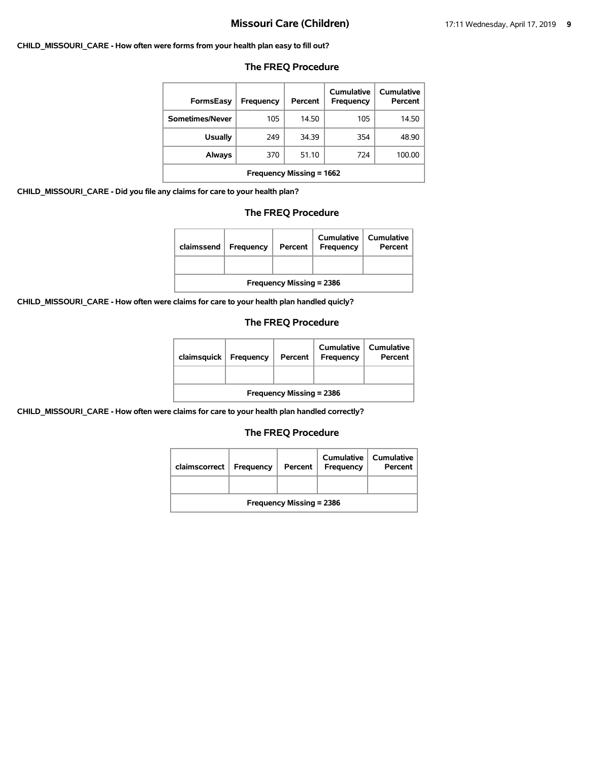**CHILD_MISSOURI_CARE - How often were forms from your health plan easy to fill out?**

### The FREQ Procedure

| FormsEasy | Frequency | Percent | Cumulative Frequency | Cumulative Percent |
|---|---|---|---|---|
| Sometimes/Never | 105 | 14.50 | 105 | 14.50 |
| Usually | 249 | 34.39 | 354 | 48.90 |
| Always | 370 | 51.10 | 724 | 100.00 |
| Frequency Missing = 1662 | | | | |

**CHILD_MISSOURI_CARE - Did you file any claims for care to your health plan?**

### The FREQ Procedure

| claimssend | Frequency | Percent | Cumulative Frequency | Cumulative Percent |
|---|---|---|---|---|
| | | | | |
| Frequency Missing = 2386 | | | | |

**CHILD_MISSOURI_CARE - How often were claims for care to your health plan handled quicly?**

### The FREQ Procedure

| claimsquick | Frequency | Percent | Cumulative Frequency | Cumulative Percent |
|---|---|---|---|---|
| | | | | |
| Frequency Missing = 2386 | | | | |

**CHILD_MISSOURI_CARE - How often were claims for care to your health plan handled correctly?**

### The FREQ Procedure

| claimscorrect | Frequency | Percent | Cumulative Frequency | Cumulative Percent |
|---|---|---|---|---|
| | | | | |
| Frequency Missing = 2386 | | | | |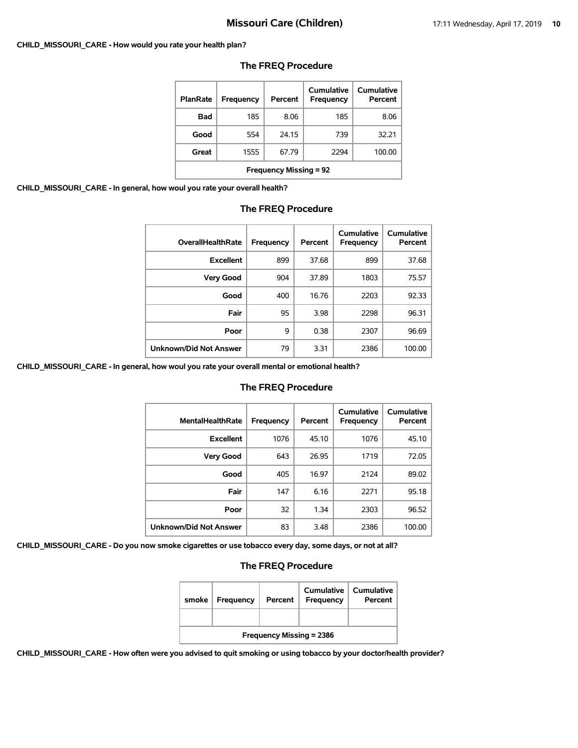# Missouri Care (Children)

**CHILD_MISSOURI_CARE - How would you rate your health plan?**

## The FREQ Procedure

| PlanRate | Frequency | Percent | Cumulative Frequency | Cumulative Percent |
|---|---|---|---|---|
| Bad | 185 | 8.06 | 185 | 8.06 |
| Good | 554 | 24.15 | 739 | 32.21 |
| Great | 1555 | 67.79 | 2294 | 100.00 |
| Frequency Missing = 92 | | | | |

**CHILD_MISSOURI_CARE - In general, how woul you rate your overall health?**

## The FREQ Procedure

| OverallHealthRate | Frequency | Percent | Cumulative Frequency | Cumulative Percent |
|---|---|---|---|---|
| Excellent | 899 | 37.68 | 899 | 37.68 |
| Very Good | 904 | 37.89 | 1803 | 75.57 |
| Good | 400 | 16.76 | 2203 | 92.33 |
| Fair | 95 | 3.98 | 2298 | 96.31 |
| Poor | 9 | 0.38 | 2307 | 96.69 |
| Unknown/Did Not Answer | 79 | 3.31 | 2386 | 100.00 |

**CHILD_MISSOURI_CARE - In general, how woul you rate your overall mental or emotional health?**

## The FREQ Procedure

| MentalHealthRate | Frequency | Percent | Cumulative Frequency | Cumulative Percent |
|---|---|---|---|---|
| Excellent | 1076 | 45.10 | 1076 | 45.10 |
| Very Good | 643 | 26.95 | 1719 | 72.05 |
| Good | 405 | 16.97 | 2124 | 89.02 |
| Fair | 147 | 6.16 | 2271 | 95.18 |
| Poor | 32 | 1.34 | 2303 | 96.52 |
| Unknown/Did Not Answer | 83 | 3.48 | 2386 | 100.00 |

**CHILD_MISSOURI_CARE - Do you now smoke cigarettes or use tobacco every day, some days, or not at all?**

## The FREQ Procedure

| smoke | Frequency | Percent | Cumulative Frequency | Cumulative Percent |
|---|---|---|---|---|
| | | | | |
| Frequency Missing = 2386 | | | | |

**CHILD_MISSOURI_CARE - How often were you advised to quit smoking or using tobacco by your doctor/health provider?**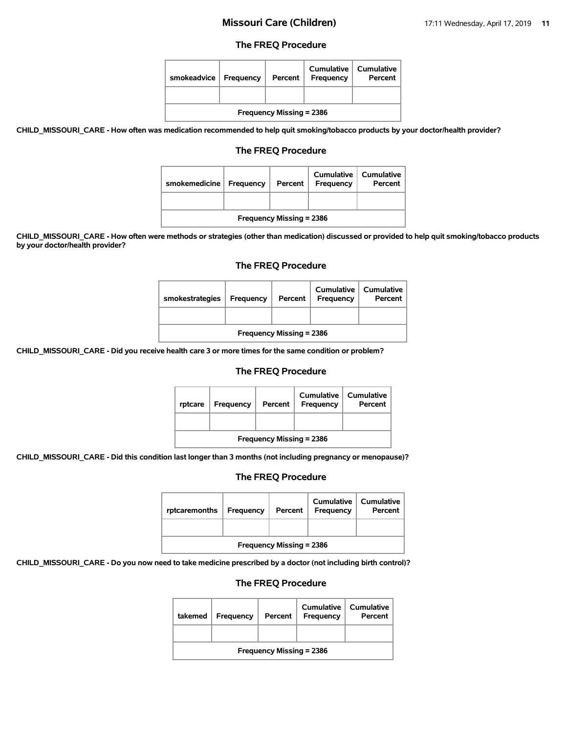## The FREQ Procedure

| smokeadvice | Frequency | Percent | Cumulative Frequency | Cumulative Percent |
|---|---|---|---|---|
| | | | | |
| Frequency Missing = 2386 | | | | |

**CHILD_MISSOURI_CARE - How often was medication recommended to help quit smoking/tobacco products by your doctor/health provider?**

## The FREQ Procedure

| smokemedicine | Frequency | Percent | Cumulative Frequency | Cumulative Percent |
|---|---|---|---|---|
| | | | | |
| Frequency Missing = 2386 | | | | |

**CHILD_MISSOURI_CARE - How often were methods or strategies (other than medication) discussed or provided to help quit smoking/tobacco products by your doctor/health provider?**

## The FREQ Procedure

| smokestrategies | Frequency | Percent | Cumulative Frequency | Cumulative Percent |
|---|---|---|---|---|
| | | | | |
| Frequency Missing = 2386 | | | | |

**CHILD_MISSOURI_CARE - Did you receive health care 3 or more times for the same condition or problem?**

## The FREQ Procedure

| rptcare | Frequency | Percent | Cumulative Frequency | Cumulative Percent |
|---|---|---|---|---|
| | | | | |
| Frequency Missing = 2386 | | | | |

**CHILD_MISSOURI_CARE - Did this condition last longer than 3 months (not including pregnancy or menopause)?**

## The FREQ Procedure

| rptcaremonths | Frequency | Percent | Cumulative Frequency | Cumulative Percent |
|---|---|---|---|---|
| | | | | |
| Frequency Missing = 2386 | | | | |

**CHILD_MISSOURI_CARE - Do you now need to take medicine prescribed by a doctor (not including birth control)?**

## The FREQ Procedure

| takemed | Frequency | Percent | Cumulative Frequency | Cumulative Percent |
|---|---|---|---|---|
| | | | | |
| Frequency Missing = 2386 | | | | |